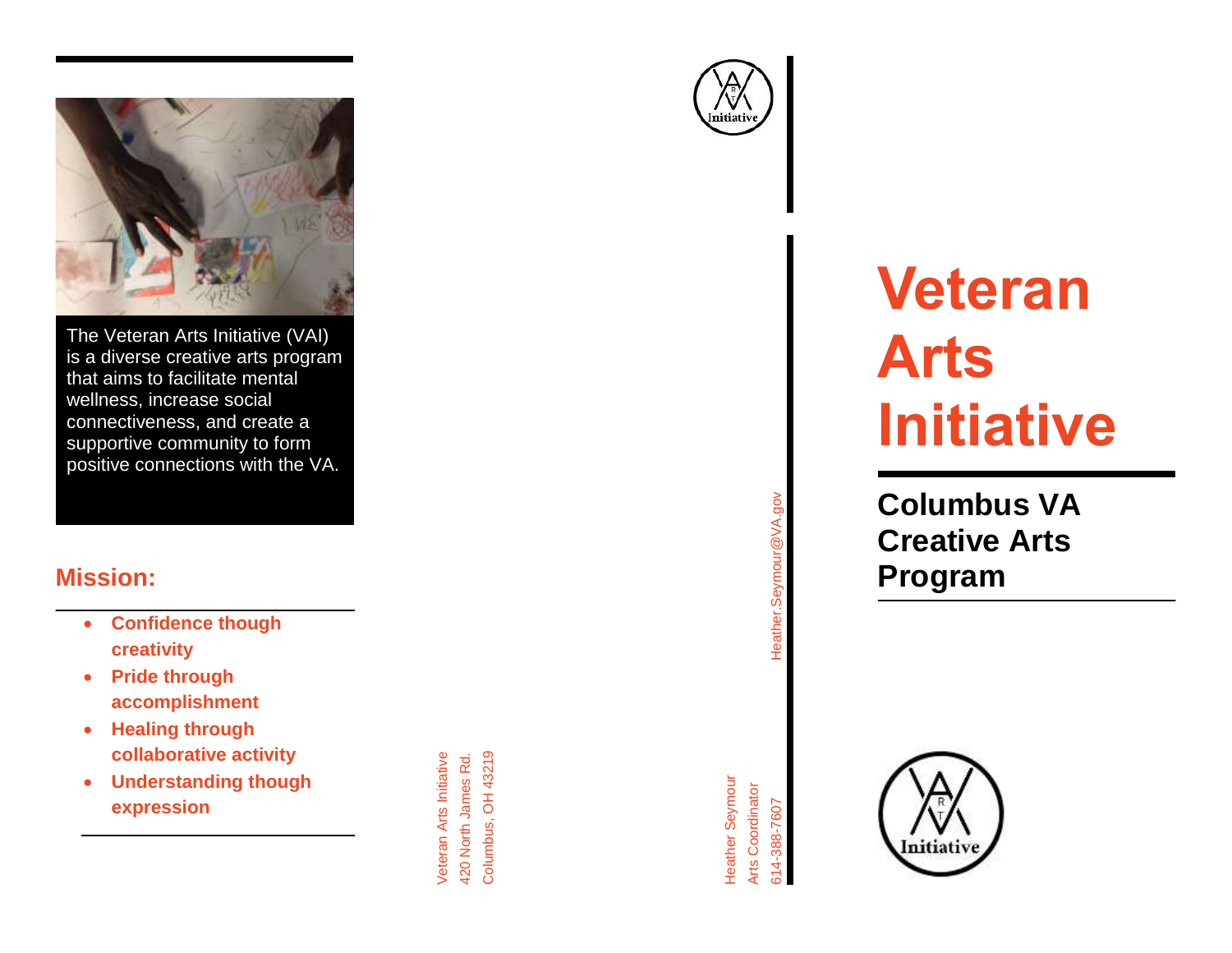The Veteran Arts Initiative (VAI) is a diverse creative arts program that aims to facilitate mental wellness, increase social connectiveness, and create a supportive community to form positive connections with the VA.

## Mission:

- **Confidence though creativity**
- **Pride through accomplishment**
- **Healing through collaborative activity**
- **Understanding though expression**

Veteran Arts Initiative
420 North James Rd.
Columbus, OH 43219

Heather Seymour
Arts Coordinator
614-388-7607
Heather.Seymour@VA.gov

# Veteran Arts Initiative

## Columbus VA Creative Arts Program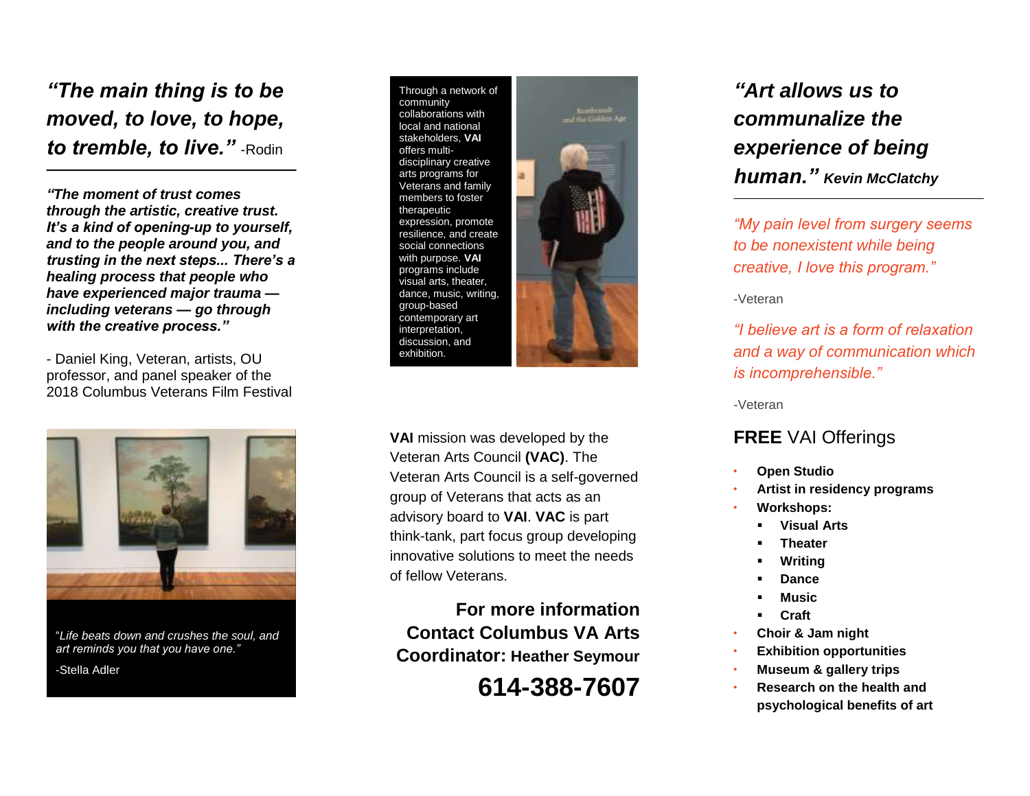*“The main thing is to be moved, to love, to hope, to tremble, to live.”* -Rodin

---

***“The moment of trust comes through the artistic, creative trust. It’s a kind of opening-up to yourself, and to the people around you, and trusting in the next steps... There’s a healing process that people who have experienced major trauma — including veterans — go through with the creative process.”***

- Daniel King, Veteran, artists, OU professor, and panel speaker of the 2018 Columbus Veterans Film Festival

“*Life beats down and crushes the soul, and art reminds you that you have one.”*

-Stella Adler

Through a network of community collaborations with local and national stakeholders, **VAI** offers multi-disciplinary creative arts programs for Veterans and family members to foster therapeutic expression, promote resilience, and create social connections with purpose. **VAI** programs include visual arts, theater, dance, music, writing, group-based contemporary art interpretation, discussion, and exhibition.

**VAI** mission was developed by the Veteran Arts Council **(VAC)**. The Veteran Arts Council is a self-governed group of Veterans that acts as an advisory board to **VAI**. **VAC** is part think-tank, part focus group developing innovative solutions to meet the needs of fellow Veterans.

**For more information Contact Columbus VA Arts Coordinator: Heather Seymour**

**614-388-7607**

***“Art allows us to communalize the experience of being human.” Kevin McClatchy***

---

*“My pain level from surgery seems to be nonexistent while being creative, I love this program.”*

-Veteran

*“I believe art is a form of relaxation and a way of communication which is incomprehensible.”*

-Veteran

## **FREE** VAI Offerings

- **Open Studio**
- **Artist in residency programs**
- **Workshops:**
  - **Visual Arts**
  - **Theater**
  - **Writing**
  - **Dance**
  - **Music**
  - **Craft**
- **Choir & Jam night**
- **Exhibition opportunities**
- **Museum & gallery trips**
- **Research on the health and psychological benefits of art**